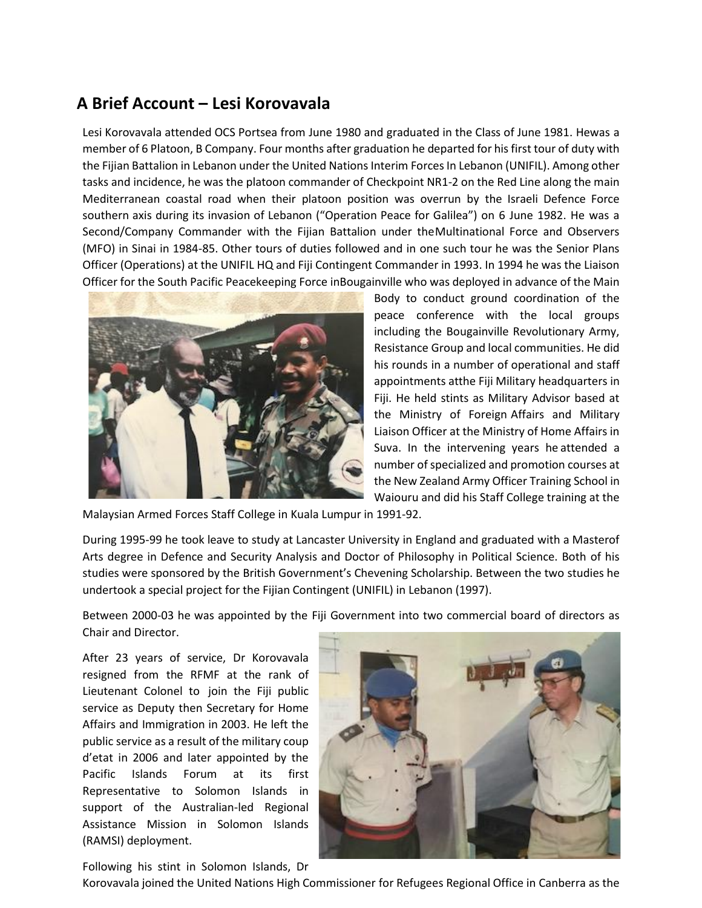## A Brief Account – Lesi Korovavala

Lesi Korovavala attended OCS Portsea from June 1980 and graduated in the Class of June 1981. Hewas a member of 6 Platoon, B Company. Four months after graduation he departed for his first tour of duty with the Fijian Battalion in Lebanon under the United Nations Interim Forces In Lebanon (UNIFIL). Among other tasks and incidence, he was the platoon commander of Checkpoint NR1-2 on the Red Line along the main Mediterranean coastal road when their platoon position was overrun by the Israeli Defence Force southern axis during its invasion of Lebanon ("Operation Peace for Galilea") on 6 June 1982. He was a Second/Company Commander with the Fijian Battalion under theMultinational Force and Observers (MFO) in Sinai in 1984-85. Other tours of duties followed and in one such tour he was the Senior Plans Officer (Operations) at the UNIFIL HQ and Fiji Contingent Commander in 1993. In 1994 he was the Liaison Officer for the South Pacific Peacekeeping Force inBougainville who was deployed in advance of the Main Body to conduct ground coordination of the peace conference with the local groups including the Bougainville Revolutionary Army, Resistance Group and local communities. He did his rounds in a number of operational and staff appointments atthe Fiji Military headquarters in Fiji. He held stints as Military Advisor based at the Ministry of Foreign Affairs and Military Liaison Officer at the Ministry of Home Affairs in Suva. In the intervening years he attended a number of specialized and promotion courses at the New Zealand Army Officer Training School in Waiouru and did his Staff College training at the Malaysian Armed Forces Staff College in Kuala Lumpur in 1991-92.

During 1995-99 he took leave to study at Lancaster University in England and graduated with a Masterof Arts degree in Defence and Security Analysis and Doctor of Philosophy in Political Science. Both of his studies were sponsored by the British Government's Chevening Scholarship. Between the two studies he undertook a special project for the Fijian Contingent (UNIFIL) in Lebanon (1997).

Between 2000-03 he was appointed by the Fiji Government into two commercial board of directors as Chair and Director.

After 23 years of service, Dr Korovavala resigned from the RFMF at the rank of Lieutenant Colonel to join the Fiji public service as Deputy then Secretary for Home Affairs and Immigration in 2003. He left the public service as a result of the military coup d'etat in 2006 and later appointed by the Pacific Islands Forum at its first Representative to Solomon Islands in support of the Australian-led Regional Assistance Mission in Solomon Islands (RAMSI) deployment.

Following his stint in Solomon Islands, Dr Korovavala joined the United Nations High Commissioner for Refugees Regional Office in Canberra as the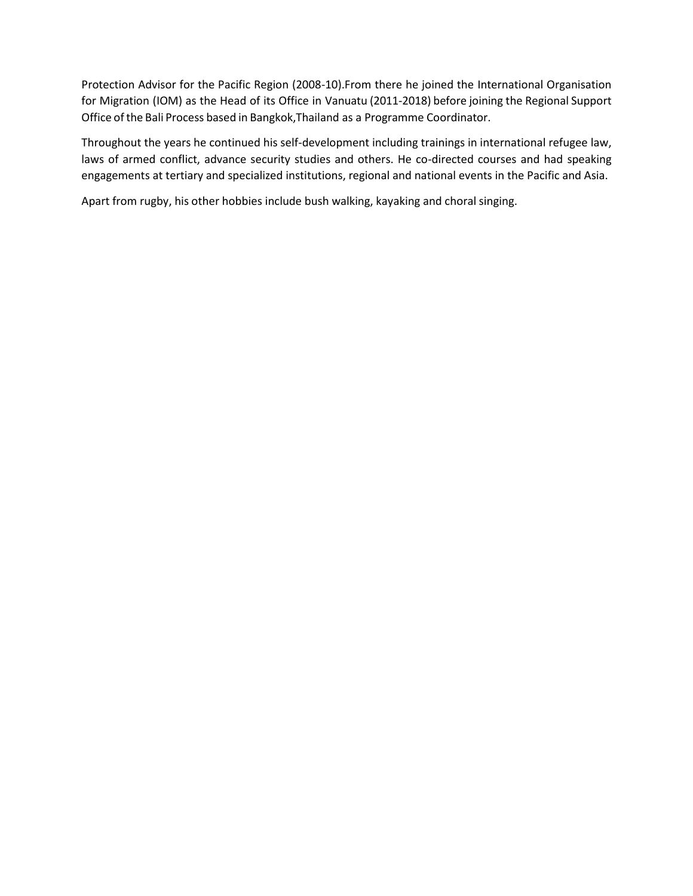Protection Advisor for the Pacific Region (2008-10).From there he joined the International Organisation for Migration (IOM) as the Head of its Office in Vanuatu (2011-2018) before joining the Regional Support Office of the Bali Process based in Bangkok,Thailand as a Programme Coordinator.

Throughout the years he continued his self-development including trainings in international refugee law, laws of armed conflict, advance security studies and others. He co-directed courses and had speaking engagements at tertiary and specialized institutions, regional and national events in the Pacific and Asia.

Apart from rugby, his other hobbies include bush walking, kayaking and choral singing.